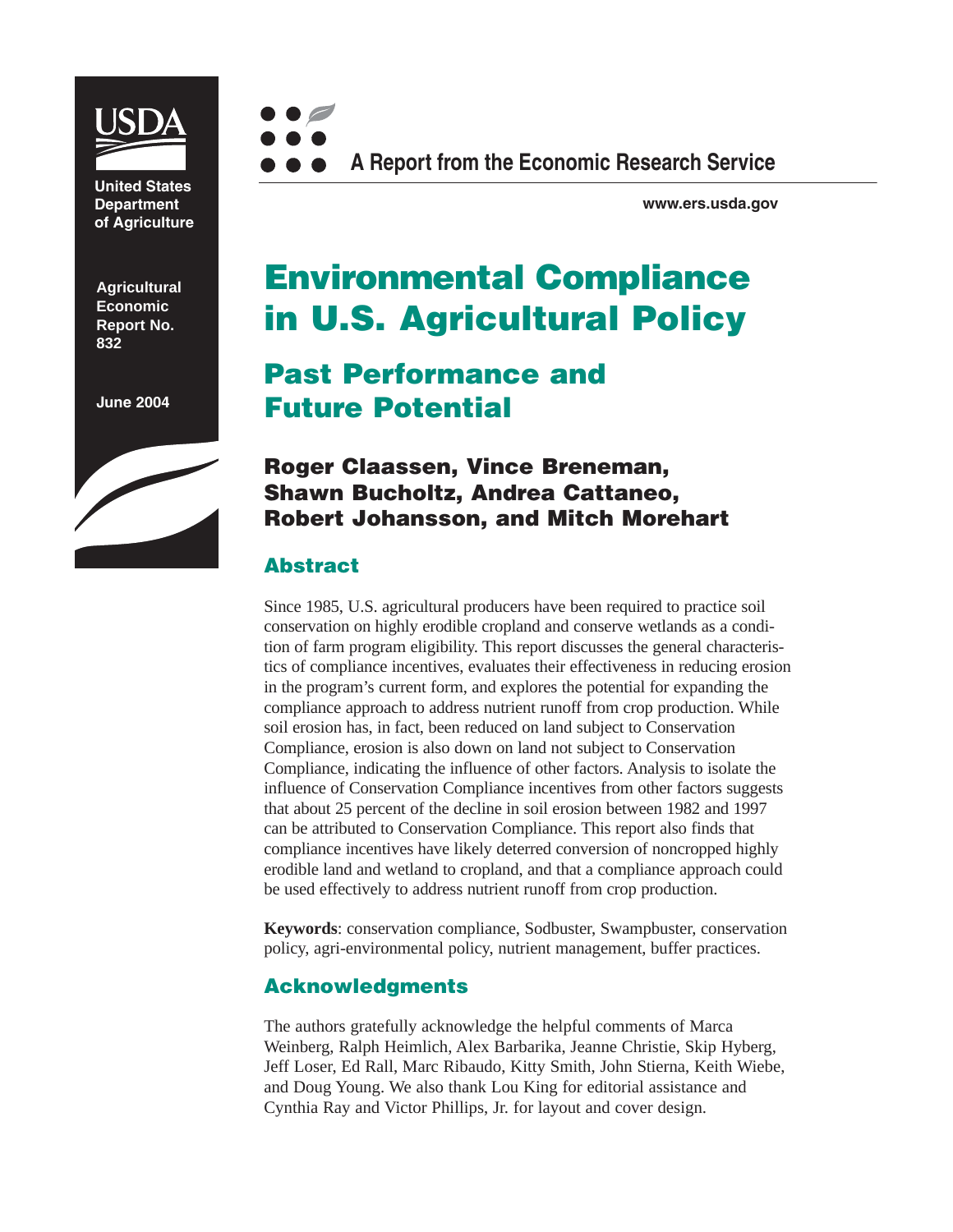United States Department of Agriculture

Agricultural Economic Report No. 832

June 2004

**A Report from the Economic Research Service**

www.ers.usda.gov

# Environmental Compliance in U.S. Agricultural Policy

## Past Performance and Future Potential

**Roger Claassen, Vince Breneman, Shawn Bucholtz, Andrea Cattaneo, Robert Johansson, and Mitch Morehart**

## Abstract

Since 1985, U.S. agricultural producers have been required to practice soil conservation on highly erodible cropland and conserve wetlands as a condition of farm program eligibility. This report discusses the general characteristics of compliance incentives, evaluates their effectiveness in reducing erosion in the program's current form, and explores the potential for expanding the compliance approach to address nutrient runoff from crop production. While soil erosion has, in fact, been reduced on land subject to Conservation Compliance, erosion is also down on land not subject to Conservation Compliance, indicating the influence of other factors. Analysis to isolate the influence of Conservation Compliance incentives from other factors suggests that about 25 percent of the decline in soil erosion between 1982 and 1997 can be attributed to Conservation Compliance. This report also finds that compliance incentives have likely deterred conversion of noncropped highly erodible land and wetland to cropland, and that a compliance approach could be used effectively to address nutrient runoff from crop production.

**Keywords**: conservation compliance, Sodbuster, Swampbuster, conservation policy, agri-environmental policy, nutrient management, buffer practices.

## Acknowledgments

The authors gratefully acknowledge the helpful comments of Marca Weinberg, Ralph Heimlich, Alex Barbarika, Jeanne Christie, Skip Hyberg, Jeff Loser, Ed Rall, Marc Ribaudo, Kitty Smith, John Stierna, Keith Wiebe, and Doug Young. We also thank Lou King for editorial assistance and Cynthia Ray and Victor Phillips, Jr. for layout and cover design.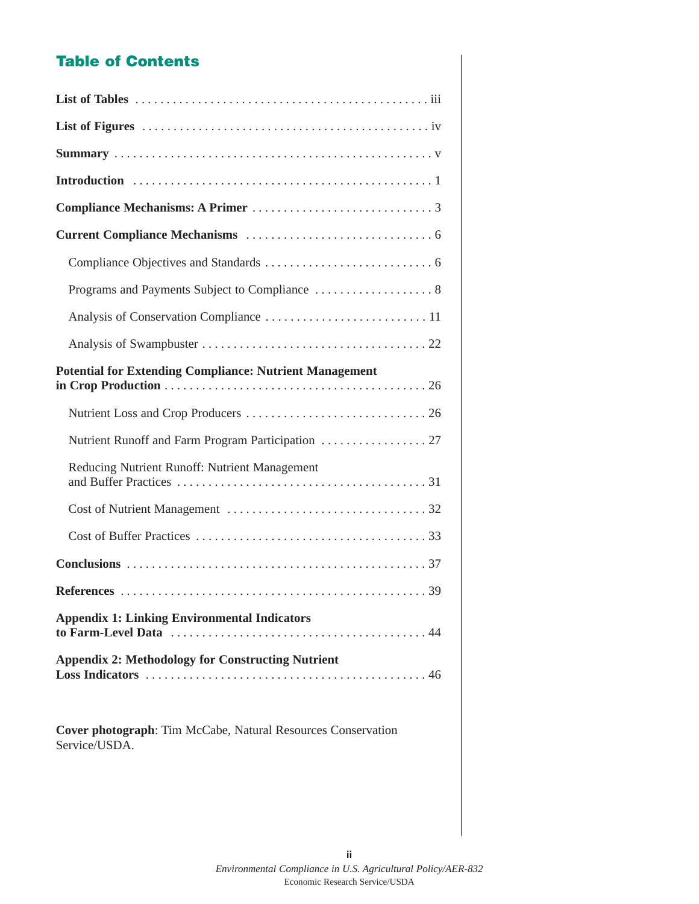## Table of Contents

**List of Tables** . . . . . . . . . . . . . . . . . . . . . . . . . . . . . . . . . . . . . . . . . . . . . . . iii

**List of Figures** . . . . . . . . . . . . . . . . . . . . . . . . . . . . . . . . . . . . . . . . . . . . . . iv

**Summary** . . . . . . . . . . . . . . . . . . . . . . . . . . . . . . . . . . . . . . . . . . . . . . . . . . v

**Introduction** . . . . . . . . . . . . . . . . . . . . . . . . . . . . . . . . . . . . . . . . . . . . . . . 1

**Compliance Mechanisms: A Primer** . . . . . . . . . . . . . . . . . . . . . . . . . . . . 3

**Current Compliance Mechanisms** . . . . . . . . . . . . . . . . . . . . . . . . . . . . . 6

Compliance Objectives and Standards . . . . . . . . . . . . . . . . . . . . . . . . . . . 6

Programs and Payments Subject to Compliance . . . . . . . . . . . . . . . . . . . 8

Analysis of Conservation Compliance . . . . . . . . . . . . . . . . . . . . . . . . . . 11

Analysis of Swampbuster . . . . . . . . . . . . . . . . . . . . . . . . . . . . . . . . . . . 22

**Potential for Extending Compliance: Nutrient Management in Crop Production** . . . . . . . . . . . . . . . . . . . . . . . . . . . . . . . . . . . . . . . . . 26

Nutrient Loss and Crop Producers . . . . . . . . . . . . . . . . . . . . . . . . . . . . . 26

Nutrient Runoff and Farm Program Participation . . . . . . . . . . . . . . . . . 27

Reducing Nutrient Runoff: Nutrient Management and Buffer Practices . . . . . . . . . . . . . . . . . . . . . . . . . . . . . . . . . . . . . . . 31

Cost of Nutrient Management . . . . . . . . . . . . . . . . . . . . . . . . . . . . . . . . 32

Cost of Buffer Practices . . . . . . . . . . . . . . . . . . . . . . . . . . . . . . . . . . . . 33

**Conclusions** . . . . . . . . . . . . . . . . . . . . . . . . . . . . . . . . . . . . . . . . . . . . . . . 37

**References** . . . . . . . . . . . . . . . . . . . . . . . . . . . . . . . . . . . . . . . . . . . . . . . . 39

**Appendix 1: Linking Environmental Indicators to Farm-Level Data** . . . . . . . . . . . . . . . . . . . . . . . . . . . . . . . . . . . . . . . . 44

**Appendix 2: Methodology for Constructing Nutrient Loss Indicators** . . . . . . . . . . . . . . . . . . . . . . . . . . . . . . . . . . . . . . . . . . . . 46

**Cover photograph**: Tim McCabe, Natural Resources Conservation Service/USDA.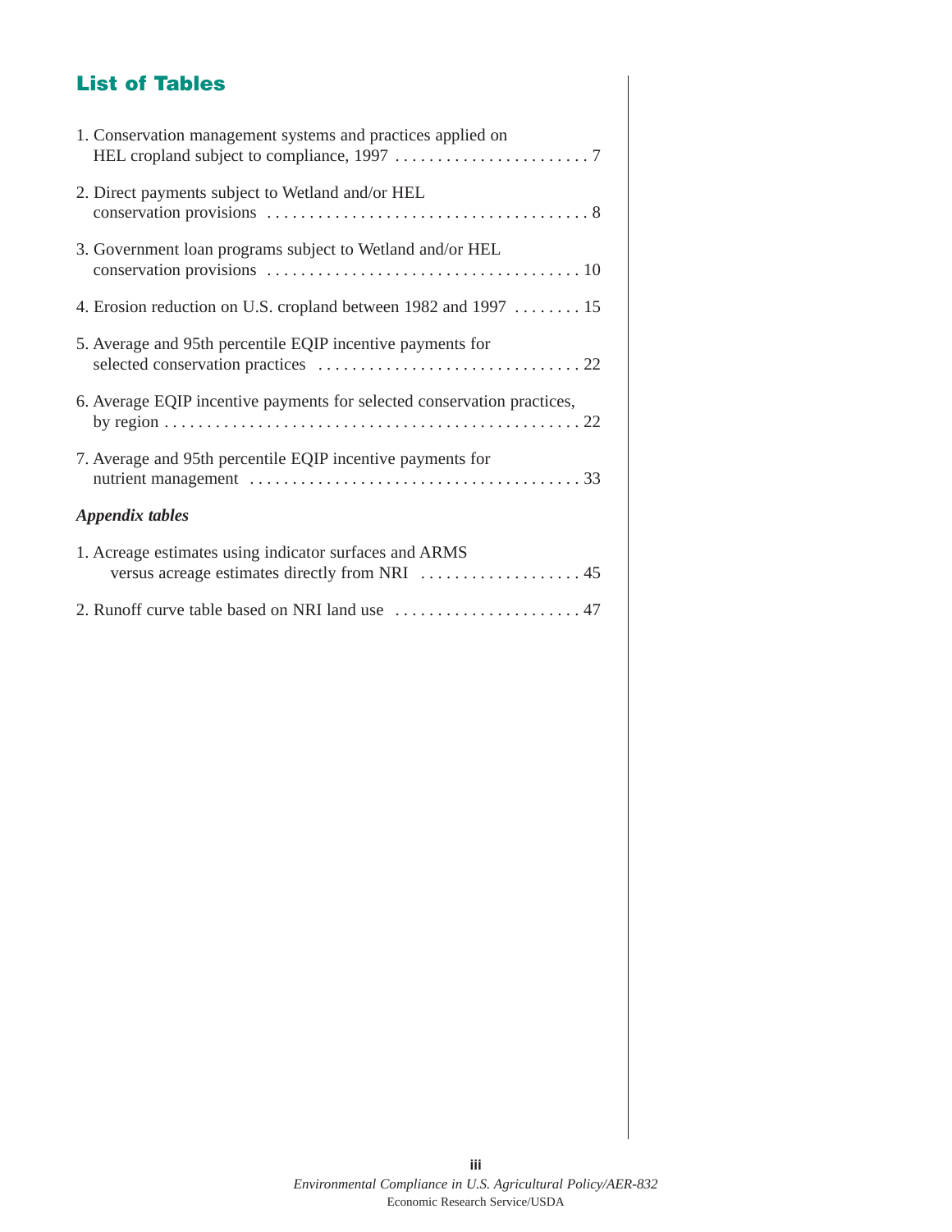## List of Tables

1. Conservation management systems and practices applied on HEL cropland subject to compliance, 1997 . . . . . . . . . . . . . . . . . . . . . . . . 7

2. Direct payments subject to Wetland and/or HEL conservation provisions . . . . . . . . . . . . . . . . . . . . . . . . . . . . . . . . . . . . . . 8

3. Government loan programs subject to Wetland and/or HEL conservation provisions . . . . . . . . . . . . . . . . . . . . . . . . . . . . . . . . . . . . . 10

4. Erosion reduction on U.S. cropland between 1982 and 1997 . . . . . . . . 15

5. Average and 95th percentile EQIP incentive payments for selected conservation practices . . . . . . . . . . . . . . . . . . . . . . . . . . . . . . . 22

6. Average EQIP incentive payments for selected conservation practices, by region . . . . . . . . . . . . . . . . . . . . . . . . . . . . . . . . . . . . . . . . . . . . . . . 22

7. Average and 95th percentile EQIP incentive payments for nutrient management . . . . . . . . . . . . . . . . . . . . . . . . . . . . . . . . . . . . . . . 33

***Appendix tables***

1. Acreage estimates using indicator surfaces and ARMS versus acreage estimates directly from NRI . . . . . . . . . . . . . . . . . . . 45

2. Runoff curve table based on NRI land use . . . . . . . . . . . . . . . . . . . . . . 47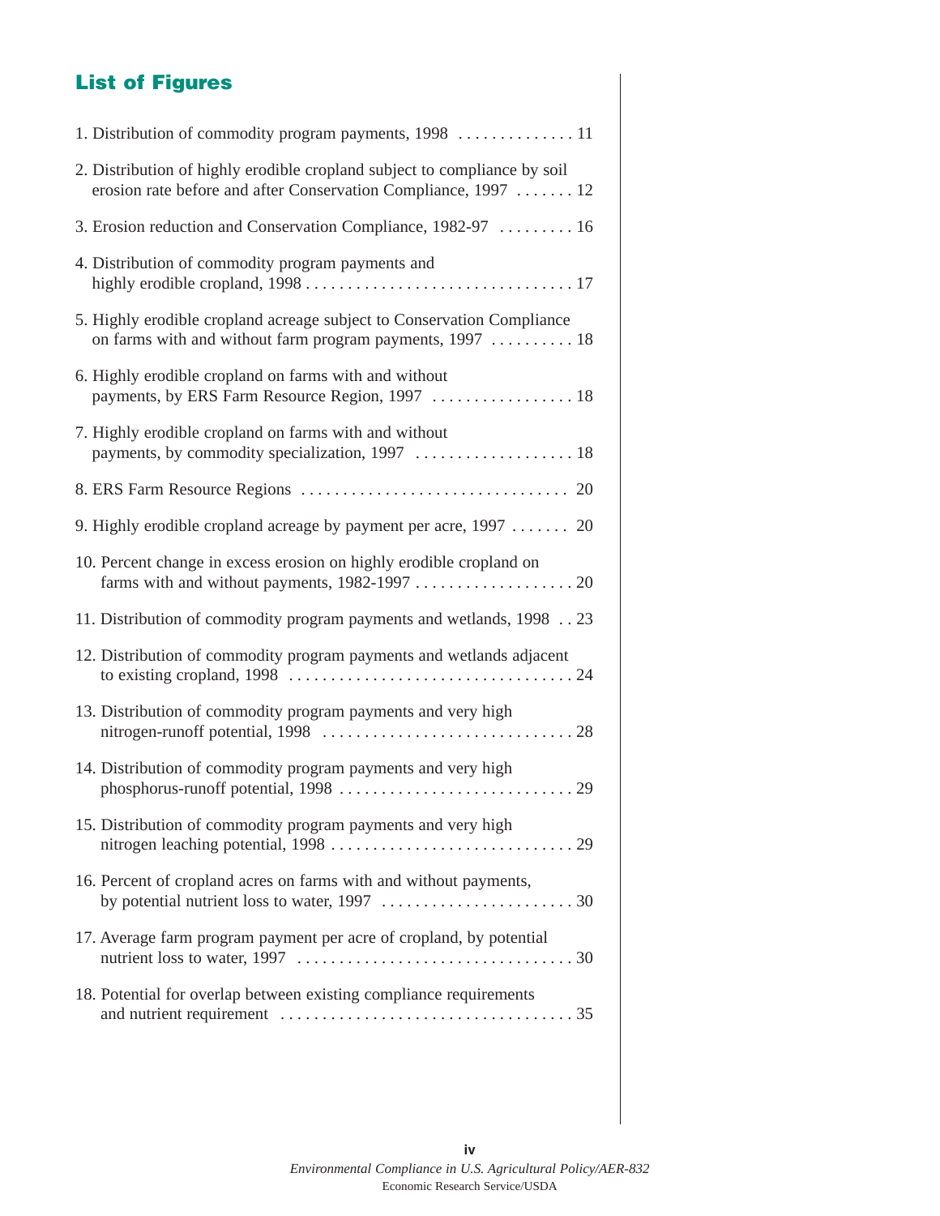## List of Figures

1. Distribution of commodity program payments, 1998 . . . . . . . . . . . . . . 11
2. Distribution of highly erodible cropland subject to compliance by soil erosion rate before and after Conservation Compliance, 1997 . . . . . . . 12
3. Erosion reduction and Conservation Compliance, 1982-97 . . . . . . . . . 16
4. Distribution of commodity program payments and highly erodible cropland, 1998 . . . . . . . . . . . . . . . . . . . . . . . . . . . . . . . . 17
5. Highly erodible cropland acreage subject to Conservation Compliance on farms with and without farm program payments, 1997 . . . . . . . . . . 18
6. Highly erodible cropland on farms with and without payments, by ERS Farm Resource Region, 1997 . . . . . . . . . . . . . . . . . 18
7. Highly erodible cropland on farms with and without payments, by commodity specialization, 1997 . . . . . . . . . . . . . . . . . . . 18
8. ERS Farm Resource Regions . . . . . . . . . . . . . . . . . . . . . . . . . . . . . . . . 20
9. Highly erodible cropland acreage by payment per acre, 1997 . . . . . . . 20
10. Percent change in excess erosion on highly erodible cropland on farms with and without payments, 1982-1997 . . . . . . . . . . . . . . . . . . . 20
11. Distribution of commodity program payments and wetlands, 1998 . . 23
12. Distribution of commodity program payments and wetlands adjacent to existing cropland, 1998 . . . . . . . . . . . . . . . . . . . . . . . . . . . . . . . . . . 24
13. Distribution of commodity program payments and very high nitrogen-runoff potential, 1998 . . . . . . . . . . . . . . . . . . . . . . . . . . . . . . 28
14. Distribution of commodity program payments and very high phosphorus-runoff potential, 1998 . . . . . . . . . . . . . . . . . . . . . . . . . . . . 29
15. Distribution of commodity program payments and very high nitrogen leaching potential, 1998 . . . . . . . . . . . . . . . . . . . . . . . . . . . . . 29
16. Percent of cropland acres on farms with and without payments, by potential nutrient loss to water, 1997 . . . . . . . . . . . . . . . . . . . . . . . 30
17. Average farm program payment per acre of cropland, by potential nutrient loss to water, 1997 . . . . . . . . . . . . . . . . . . . . . . . . . . . . . . . . . 30
18. Potential for overlap between existing compliance requirements and nutrient requirement . . . . . . . . . . . . . . . . . . . . . . . . . . . . . . . . . . . 35